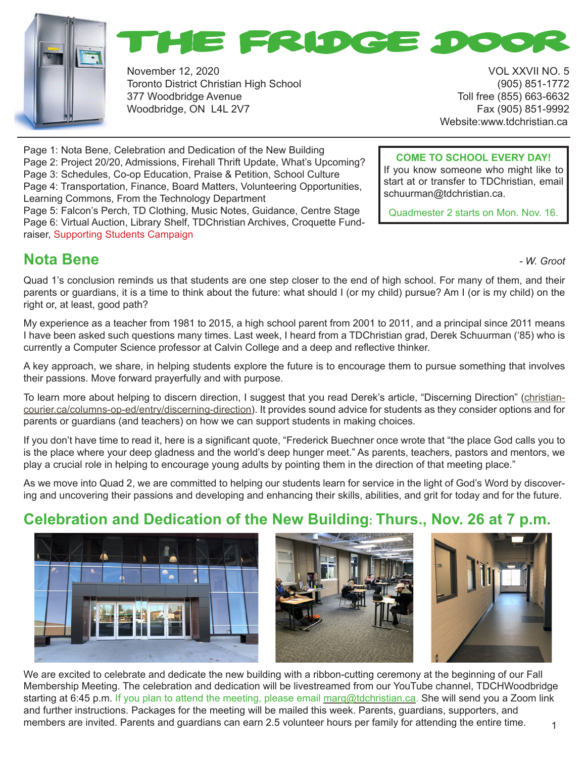# THE FRIDGE DOOR

November 12, 2020
Toronto District Christian High School
377 Woodbridge Avenue
Woodbridge, ON L4L 2V7

VOL XXVII NO. 5
(905) 851-1772
Toll free (855) 663-6632
Fax (905) 851-9992
Website:www.tdchristian.ca

Page 1: Nota Bene, Celebration and Dedication of the New Building
Page 2: Project 20/20, Admissions, Firehall Thrift Update, What's Upcoming?
Page 3: Schedules, Co-op Education, Praise & Petition, School Culture
Page 4: Transportation, Finance, Board Matters, Volunteering Opportunities, Learning Commons, From the Technology Department
Page 5: Falcon's Perch, TD Clothing, Music Notes, Guidance, Centre Stage
Page 6: Virtual Auction, Library Shelf, TDChristian Archives, Croquette Fundraiser, Supporting Students Campaign

**COME TO SCHOOL EVERY DAY!**
If you know someone who might like to start at or transfer to TDChristian, email schuurman@tdchristian.ca.

Quadmester 2 starts on Mon. Nov. 16.

## Nota Bene

*- W. Groot*

Quad 1's conclusion reminds us that students are one step closer to the end of high school. For many of them, and their parents or guardians, it is a time to think about the future: what should I (or my child) pursue? Am I (or is my child) on the right or, at least, good path?

My experience as a teacher from 1981 to 2015, a high school parent from 2001 to 2011, and a principal since 2011 means I have been asked such questions many times. Last week, I heard from a TDChristian grad, Derek Schuurman ('85) who is currently a Computer Science professor at Calvin College and a deep and reflective thinker.

A key approach, we share, in helping students explore the future is to encourage them to pursue something that involves their passions. Move forward prayerfully and with purpose.

To learn more about helping to discern direction, I suggest that you read Derek's article, "Discerning Direction" (christian-courier.ca/columns-op-ed/entry/discerning-direction). It provides sound advice for students as they consider options and for parents or guardians (and teachers) on how we can support students in making choices.

If you don't have time to read it, here is a significant quote, "Frederick Buechner once wrote that "the place God calls you to is the place where your deep gladness and the world's deep hunger meet." As parents, teachers, pastors and mentors, we play a crucial role in helping to encourage young adults by pointing them in the direction of that meeting place."

As we move into Quad 2, we are committed to helping our students learn for service in the light of God's Word by discovering and uncovering their passions and developing and enhancing their skills, abilities, and grit for today and for the future.

## Celebration and Dedication of the New Building: Thurs., Nov. 26 at 7 p.m.

We are excited to celebrate and dedicate the new building with a ribbon-cutting ceremony at the beginning of our Fall Membership Meeting. The celebration and dedication will be livestreamed from our YouTube channel, TDCHWoodbridge starting at 6:45 p.m. If you plan to attend the meeting, please email marg@tdchristian.ca. She will send you a Zoom link and further instructions. Packages for the meeting will be mailed this week. Parents, guardians, supporters, and members are invited. Parents and guardians can earn 2.5 volunteer hours per family for attending the entire time.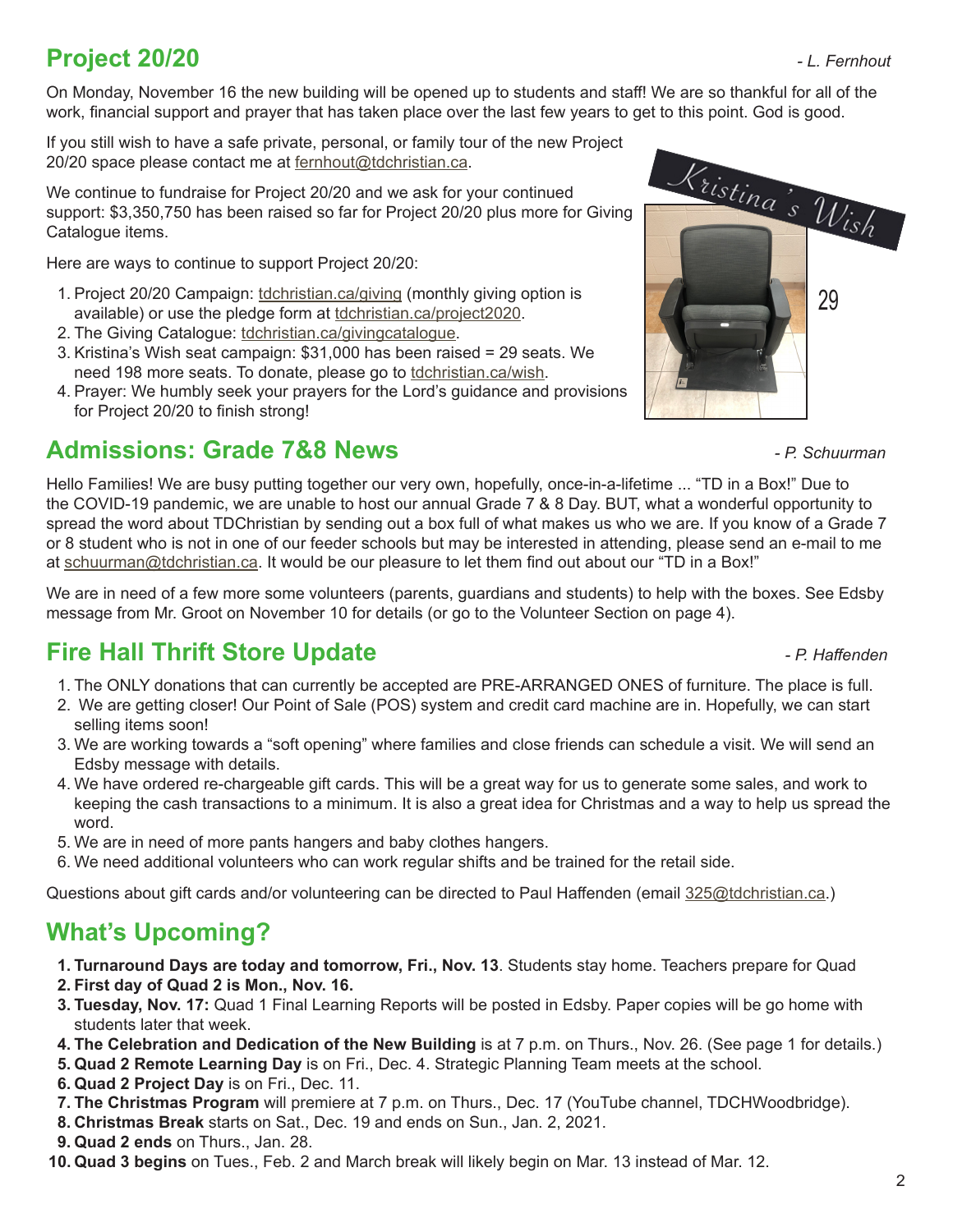## Project 20/20

*- L. Fernhout*

On Monday, November 16 the new building will be opened up to students and staff! We are so thankful for all of the work, financial support and prayer that has taken place over the last few years to get to this point. God is good.

If you still wish to have a safe private, personal, or family tour of the new Project 20/20 space please contact me at fernhout@tdchristian.ca.

We continue to fundraise for Project 20/20 and we ask for your continued support: $3,350,750 has been raised so far for Project 20/20 plus more for Giving Catalogue items.

Here are ways to continue to support Project 20/20:

1. Project 20/20 Campaign: tdchristian.ca/giving (monthly giving option is available) or use the pledge form at tdchristian.ca/project2020.
2. The Giving Catalogue: tdchristian.ca/givingcatalogue.
3. Kristina's Wish seat campaign: $31,000 has been raised = 29 seats. We need 198 more seats. To donate, please go to tdchristian.ca/wish.
4. Prayer: We humbly seek your prayers for the Lord's guidance and provisions for Project 20/20 to finish strong!

Kristina's Wish

29

## Admissions: Grade 7&8 News

*- P. Schuurman*

Hello Families! We are busy putting together our very own, hopefully, once-in-a-lifetime ... "TD in a Box!" Due to the COVID-19 pandemic, we are unable to host our annual Grade 7 & 8 Day. BUT, what a wonderful opportunity to spread the word about TDChristian by sending out a box full of what makes us who we are. If you know of a Grade 7 or 8 student who is not in one of our feeder schools but may be interested in attending, please send an e-mail to me at schuurman@tdchristian.ca. It would be our pleasure to let them find out about our "TD in a Box!"

We are in need of a few more some volunteers (parents, guardians and students) to help with the boxes. See Edsby message from Mr. Groot on November 10 for details (or go to the Volunteer Section on page 4).

## Fire Hall Thrift Store Update

*- P. Haffenden*

1. The ONLY donations that can currently be accepted are PRE-ARRANGED ONES of furniture. The place is full.
2. We are getting closer! Our Point of Sale (POS) system and credit card machine are in. Hopefully, we can start selling items soon!
3. We are working towards a "soft opening" where families and close friends can schedule a visit. We will send an Edsby message with details.
4. We have ordered re-chargeable gift cards. This will be a great way for us to generate some sales, and work to keeping the cash transactions to a minimum. It is also a great idea for Christmas and a way to help us spread the word.
5. We are in need of more pants hangers and baby clothes hangers.
6. We need additional volunteers who can work regular shifts and be trained for the retail side.

Questions about gift cards and/or volunteering can be directed to Paul Haffenden (email 325@tdchristian.ca.)

## What's Upcoming?

1. **Turnaround Days are today and tomorrow, Fri., Nov. 13**. Students stay home. Teachers prepare for Quad
2. **First day of Quad 2 is Mon., Nov. 16.**
3. **Tuesday, Nov. 17:** Quad 1 Final Learning Reports will be posted in Edsby. Paper copies will be go home with students later that week.
4. **The Celebration and Dedication of the New Building** is at 7 p.m. on Thurs., Nov. 26. (See page 1 for details.)
5. **Quad 2 Remote Learning Day** is on Fri., Dec. 4. Strategic Planning Team meets at the school.
6. **Quad 2 Project Day** is on Fri., Dec. 11.
7. **The Christmas Program** will premiere at 7 p.m. on Thurs., Dec. 17 (YouTube channel, TDCHWoodbridge).
8. **Christmas Break** starts on Sat., Dec. 19 and ends on Sun., Jan. 2, 2021.
9. **Quad 2 ends** on Thurs., Jan. 28.
10. **Quad 3 begins** on Tues., Feb. 2 and March break will likely begin on Mar. 13 instead of Mar. 12.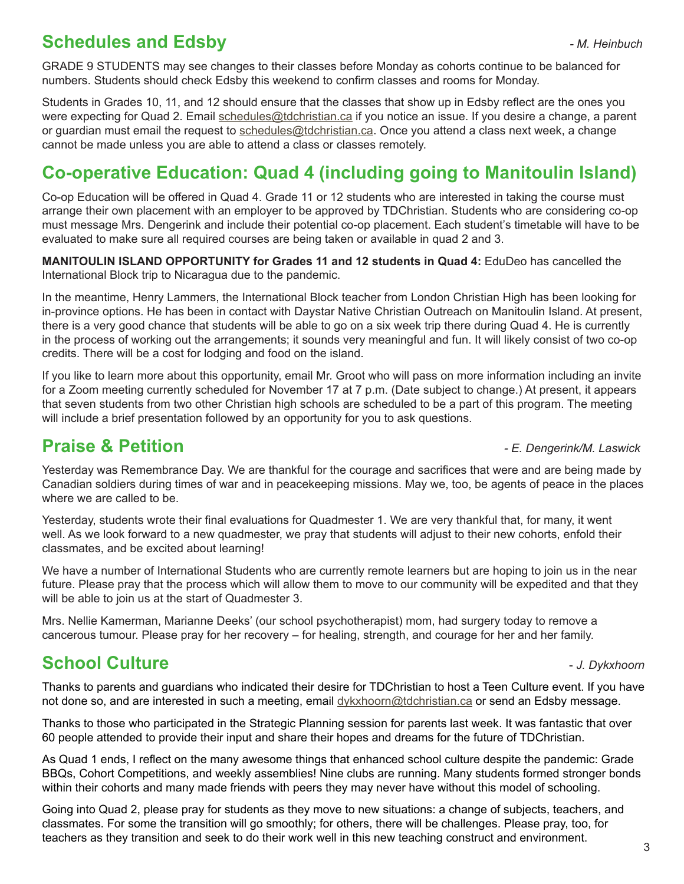## Schedules and Edsby

*- M. Heinbuch*

GRADE 9 STUDENTS may see changes to their classes before Monday as cohorts continue to be balanced for numbers. Students should check Edsby this weekend to confirm classes and rooms for Monday.

Students in Grades 10, 11, and 12 should ensure that the classes that show up in Edsby reflect are the ones you were expecting for Quad 2. Email schedules@tdchristian.ca if you notice an issue. If you desire a change, a parent or guardian must email the request to schedules@tdchristian.ca. Once you attend a class next week, a change cannot be made unless you are able to attend a class or classes remotely.

## Co-operative Education: Quad 4 (including going to Manitoulin Island)

Co-op Education will be offered in Quad 4. Grade 11 or 12 students who are interested in taking the course must arrange their own placement with an employer to be approved by TDChristian. Students who are considering co-op must message Mrs. Dengerink and include their potential co-op placement. Each student's timetable will have to be evaluated to make sure all required courses are being taken or available in quad 2 and 3.

**MANITOULIN ISLAND OPPORTUNITY for Grades 11 and 12 students in Quad 4:** EduDeo has cancelled the International Block trip to Nicaragua due to the pandemic.

In the meantime, Henry Lammers, the International Block teacher from London Christian High has been looking for in-province options. He has been in contact with Daystar Native Christian Outreach on Manitoulin Island. At present, there is a very good chance that students will be able to go on a six week trip there during Quad 4. He is currently in the process of working out the arrangements; it sounds very meaningful and fun. It will likely consist of two co-op credits. There will be a cost for lodging and food on the island.

If you like to learn more about this opportunity, email Mr. Groot who will pass on more information including an invite for a Zoom meeting currently scheduled for November 17 at 7 p.m. (Date subject to change.) At present, it appears that seven students from two other Christian high schools are scheduled to be a part of this program. The meeting will include a brief presentation followed by an opportunity for you to ask questions.

## Praise & Petition

*- E. Dengerink/M. Laswick*

Yesterday was Remembrance Day. We are thankful for the courage and sacrifices that were and are being made by Canadian soldiers during times of war and in peacekeeping missions. May we, too, be agents of peace in the places where we are called to be.

Yesterday, students wrote their final evaluations for Quadmester 1. We are very thankful that, for many, it went well. As we look forward to a new quadmester, we pray that students will adjust to their new cohorts, enfold their classmates, and be excited about learning!

We have a number of International Students who are currently remote learners but are hoping to join us in the near future. Please pray that the process which will allow them to move to our community will be expedited and that they will be able to join us at the start of Quadmester 3.

Mrs. Nellie Kamerman, Marianne Deeks' (our school psychotherapist) mom, had surgery today to remove a cancerous tumour. Please pray for her recovery – for healing, strength, and courage for her and her family.

## School Culture

*- J. Dykxhoorn*

Thanks to parents and guardians who indicated their desire for TDChristian to host a Teen Culture event. If you have not done so, and are interested in such a meeting, email dykxhoorn@tdchristian.ca or send an Edsby message.

Thanks to those who participated in the Strategic Planning session for parents last week. It was fantastic that over 60 people attended to provide their input and share their hopes and dreams for the future of TDChristian.

As Quad 1 ends, I reflect on the many awesome things that enhanced school culture despite the pandemic: Grade BBQs, Cohort Competitions, and weekly assemblies! Nine clubs are running. Many students formed stronger bonds within their cohorts and many made friends with peers they may never have without this model of schooling.

Going into Quad 2, please pray for students as they move to new situations: a change of subjects, teachers, and classmates. For some the transition will go smoothly; for others, there will be challenges. Please pray, too, for teachers as they transition and seek to do their work well in this new teaching construct and environment.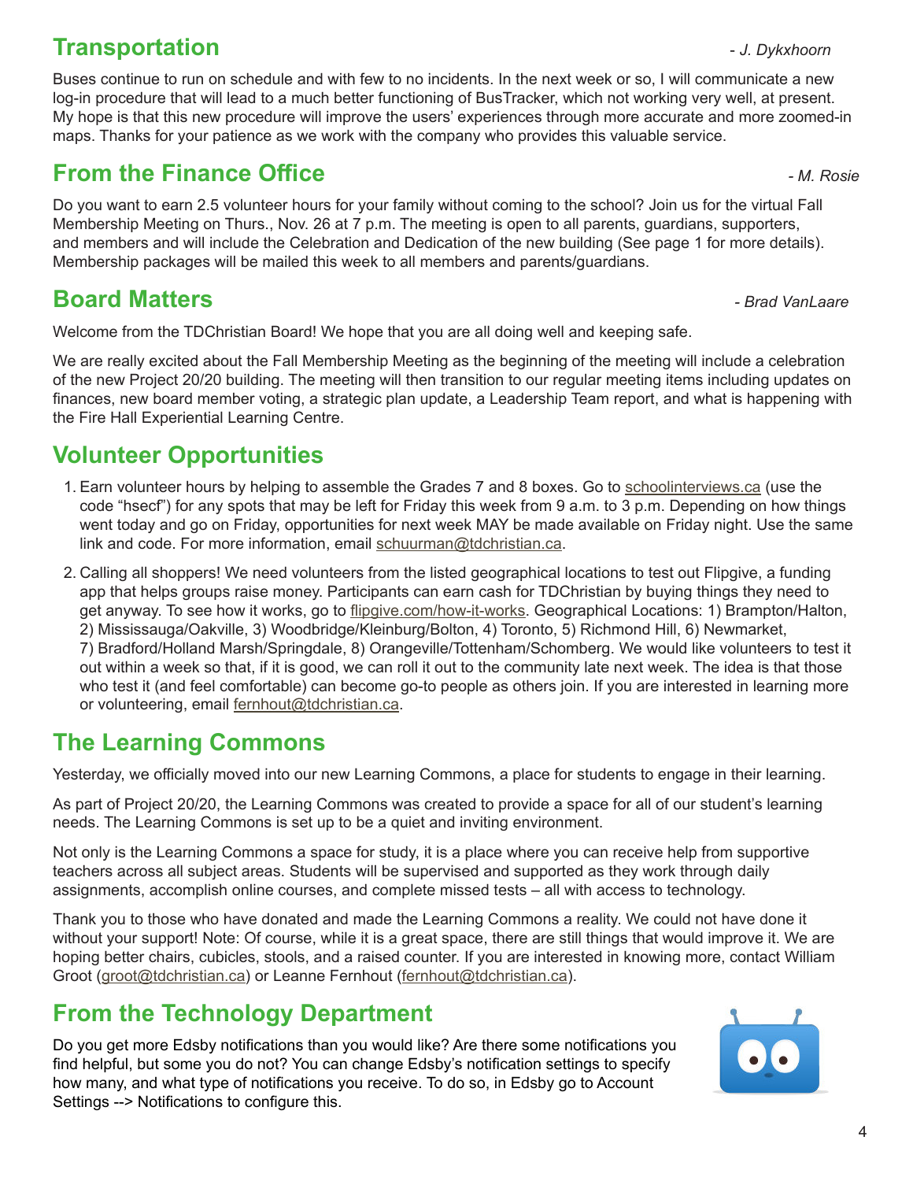## Transportation

*- J. Dykxhoorn*

Buses continue to run on schedule and with few to no incidents. In the next week or so, I will communicate a new log-in procedure that will lead to a much better functioning of BusTracker, which not working very well, at present. My hope is that this new procedure will improve the users' experiences through more accurate and more zoomed-in maps. Thanks for your patience as we work with the company who provides this valuable service.

## From the Finance Office

*- M. Rosie*

Do you want to earn 2.5 volunteer hours for your family without coming to the school? Join us for the virtual Fall Membership Meeting on Thurs., Nov. 26 at 7 p.m. The meeting is open to all parents, guardians, supporters, and members and will include the Celebration and Dedication of the new building (See page 1 for more details). Membership packages will be mailed this week to all members and parents/guardians.

## Board Matters

*- Brad VanLaare*

Welcome from the TDChristian Board! We hope that you are all doing well and keeping safe.

We are really excited about the Fall Membership Meeting as the beginning of the meeting will include a celebration of the new Project 20/20 building. The meeting will then transition to our regular meeting items including updates on finances, new board member voting, a strategic plan update, a Leadership Team report, and what is happening with the Fire Hall Experiential Learning Centre.

## Volunteer Opportunities

1. Earn volunteer hours by helping to assemble the Grades 7 and 8 boxes. Go to schoolinterviews.ca (use the code "hsecf") for any spots that may be left for Friday this week from 9 a.m. to 3 p.m. Depending on how things went today and go on Friday, opportunities for next week MAY be made available on Friday night. Use the same link and code. For more information, email schuurman@tdchristian.ca.
2. Calling all shoppers! We need volunteers from the listed geographical locations to test out Flipgive, a funding app that helps groups raise money. Participants can earn cash for TDChristian by buying things they need to get anyway. To see how it works, go to flipgive.com/how-it-works. Geographical Locations: 1) Brampton/Halton, 2) Mississauga/Oakville, 3) Woodbridge/Kleinburg/Bolton, 4) Toronto, 5) Richmond Hill, 6) Newmarket, 7) Bradford/Holland Marsh/Springdale, 8) Orangeville/Tottenham/Schomberg. We would like volunteers to test it out within a week so that, if it is good, we can roll it out to the community late next week. The idea is that those who test it (and feel comfortable) can become go-to people as others join. If you are interested in learning more or volunteering, email fernhout@tdchristian.ca.

## The Learning Commons

Yesterday, we officially moved into our new Learning Commons, a place for students to engage in their learning.

As part of Project 20/20, the Learning Commons was created to provide a space for all of our student's learning needs. The Learning Commons is set up to be a quiet and inviting environment.

Not only is the Learning Commons a space for study, it is a place where you can receive help from supportive teachers across all subject areas. Students will be supervised and supported as they work through daily assignments, accomplish online courses, and complete missed tests – all with access to technology.

Thank you to those who have donated and made the Learning Commons a reality. We could not have done it without your support! Note: Of course, while it is a great space, there are still things that would improve it. We are hoping better chairs, cubicles, stools, and a raised counter. If you are interested in knowing more, contact William Groot (groot@tdchristian.ca) or Leanne Fernhout (fernhout@tdchristian.ca).

## From the Technology Department

Do you get more Edsby notifications than you would like? Are there some notifications you find helpful, but some you do not? You can change Edsby's notification settings to specify how many, and what type of notifications you receive. To do so, in Edsby go to Account Settings --> Notifications to configure this.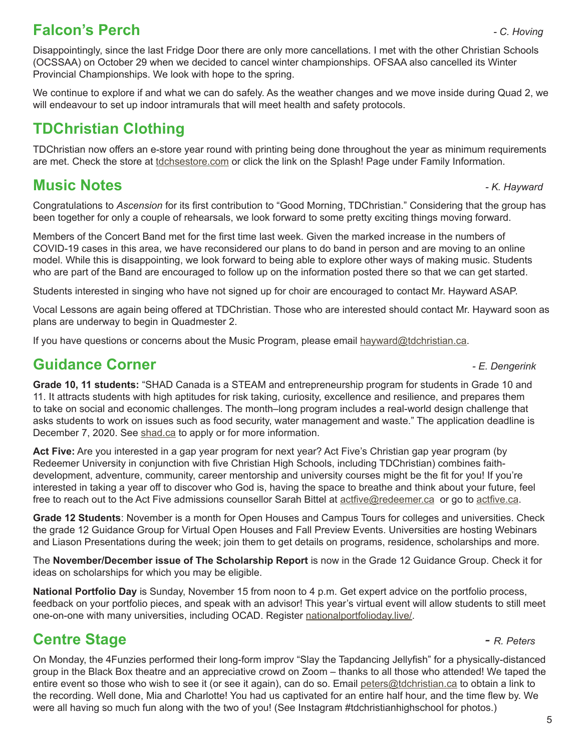## Falcon's Perch

*- C. Hoving*

Disappointingly, since the last Fridge Door there are only more cancellations. I met with the other Christian Schools (OCSSAA) on October 29 when we decided to cancel winter championships. OFSAA also cancelled its Winter Provincial Championships. We look with hope to the spring.

We continue to explore if and what we can do safely. As the weather changes and we move inside during Quad 2, we will endeavour to set up indoor intramurals that will meet health and safety protocols.

## TDChristian Clothing

TDChristian now offers an e-store year round with printing being done throughout the year as minimum requirements are met. Check the store at tdchsestore.com or click the link on the Splash! Page under Family Information.

## Music Notes

*- K. Hayward*

Congratulations to *Ascension* for its first contribution to "Good Morning, TDChristian." Considering that the group has been together for only a couple of rehearsals, we look forward to some pretty exciting things moving forward.

Members of the Concert Band met for the first time last week. Given the marked increase in the numbers of COVID-19 cases in this area, we have reconsidered our plans to do band in person and are moving to an online model. While this is disappointing, we look forward to being able to explore other ways of making music. Students who are part of the Band are encouraged to follow up on the information posted there so that we can get started.

Students interested in singing who have not signed up for choir are encouraged to contact Mr. Hayward ASAP.

Vocal Lessons are again being offered at TDChristian. Those who are interested should contact Mr. Hayward soon as plans are underway to begin in Quadmester 2.

If you have questions or concerns about the Music Program, please email hayward@tdchristian.ca.

## Guidance Corner

*- E. Dengerink*

**Grade 10, 11 students:** "SHAD Canada is a STEAM and entrepreneurship program for students in Grade 10 and 11. It attracts students with high aptitudes for risk taking, curiosity, excellence and resilience, and prepares them to take on social and economic challenges. The month–long program includes a real-world design challenge that asks students to work on issues such as food security, water management and waste." The application deadline is December 7, 2020. See shad.ca to apply or for more information.

**Act Five:** Are you interested in a gap year program for next year? Act Five's Christian gap year program (by Redeemer University in conjunction with five Christian High Schools, including TDChristian) combines faith-development, adventure, community, career mentorship and university courses might be the fit for you! If you're interested in taking a year off to discover who God is, having the space to breathe and think about your future, feel free to reach out to the Act Five admissions counsellor Sarah Bittel at actfive@redeemer.ca or go to actfive.ca.

**Grade 12 Students**: November is a month for Open Houses and Campus Tours for colleges and universities. Check the grade 12 Guidance Group for Virtual Open Houses and Fall Preview Events. Universities are hosting Webinars and Liason Presentations during the week; join them to get details on programs, residence, scholarships and more.

The **November/December issue of The Scholarship Report** is now in the Grade 12 Guidance Group. Check it for ideas on scholarships for which you may be eligible.

**National Portfolio Day** is Sunday, November 15 from noon to 4 p.m. Get expert advice on the portfolio process, feedback on your portfolio pieces, and speak with an advisor! This year's virtual event will allow students to still meet one-on-one with many universities, including OCAD. Register nationalportfolioday.live/.

## Centre Stage

*- R. Peters*

On Monday, the 4Funzies performed their long-form improv "Slay the Tapdancing Jellyfish" for a physically-distanced group in the Black Box theatre and an appreciative crowd on Zoom – thanks to all those who attended! We taped the entire event so those who wish to see it (or see it again), can do so. Email peters@tdchristian.ca to obtain a link to the recording. Well done, Mia and Charlotte! You had us captivated for an entire half hour, and the time flew by. We were all having so much fun along with the two of you! (See Instagram #tdchristianhighschool for photos.)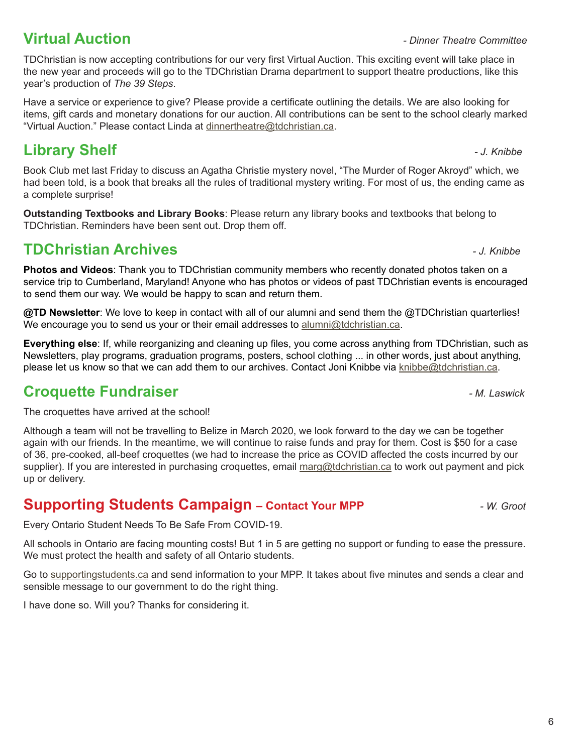## Virtual Auction

*- Dinner Theatre Committee*

TDChristian is now accepting contributions for our very first Virtual Auction. This exciting event will take place in the new year and proceeds will go to the TDChristian Drama department to support theatre productions, like this year's production of *The 39 Steps*.

Have a service or experience to give? Please provide a certificate outlining the details. We are also looking for items, gift cards and monetary donations for our auction. All contributions can be sent to the school clearly marked "Virtual Auction." Please contact Linda at dinnertheatre@tdchristian.ca.

## Library Shelf

*- J. Knibbe*

Book Club met last Friday to discuss an Agatha Christie mystery novel, "The Murder of Roger Akroyd" which, we had been told, is a book that breaks all the rules of traditional mystery writing. For most of us, the ending came as a complete surprise!

**Outstanding Textbooks and Library Books**: Please return any library books and textbooks that belong to TDChristian. Reminders have been sent out. Drop them off.

## TDChristian Archives

*- J. Knibbe*

**Photos and Videos**: Thank you to TDChristian community members who recently donated photos taken on a service trip to Cumberland, Maryland! Anyone who has photos or videos of past TDChristian events is encouraged to send them our way. We would be happy to scan and return them.

**@TD Newsletter**: We love to keep in contact with all of our alumni and send them the @TDChristian quarterlies! We encourage you to send us your or their email addresses to alumni@tdchristian.ca.

**Everything else**: If, while reorganizing and cleaning up files, you come across anything from TDChristian, such as Newsletters, play programs, graduation programs, posters, school clothing ... in other words, just about anything, please let us know so that we can add them to our archives. Contact Joni Knibbe via knibbe@tdchristian.ca.

## Croquette Fundraiser

*- M. Laswick*

The croquettes have arrived at the school!

Although a team will not be travelling to Belize in March 2020, we look forward to the day we can be together again with our friends. In the meantime, we will continue to raise funds and pray for them. Cost is $50 for a case of 36, pre-cooked, all-beef croquettes (we had to increase the price as COVID affected the costs incurred by our supplier). If you are interested in purchasing croquettes, email marg@tdchristian.ca to work out payment and pick up or delivery.

## Supporting Students Campaign – Contact Your MPP

*- W. Groot*

Every Ontario Student Needs To Be Safe From COVID-19.

All schools in Ontario are facing mounting costs! But 1 in 5 are getting no support or funding to ease the pressure. We must protect the health and safety of all Ontario students.

Go to supportingstudents.ca and send information to your MPP. It takes about five minutes and sends a clear and sensible message to our government to do the right thing.

I have done so. Will you? Thanks for considering it.